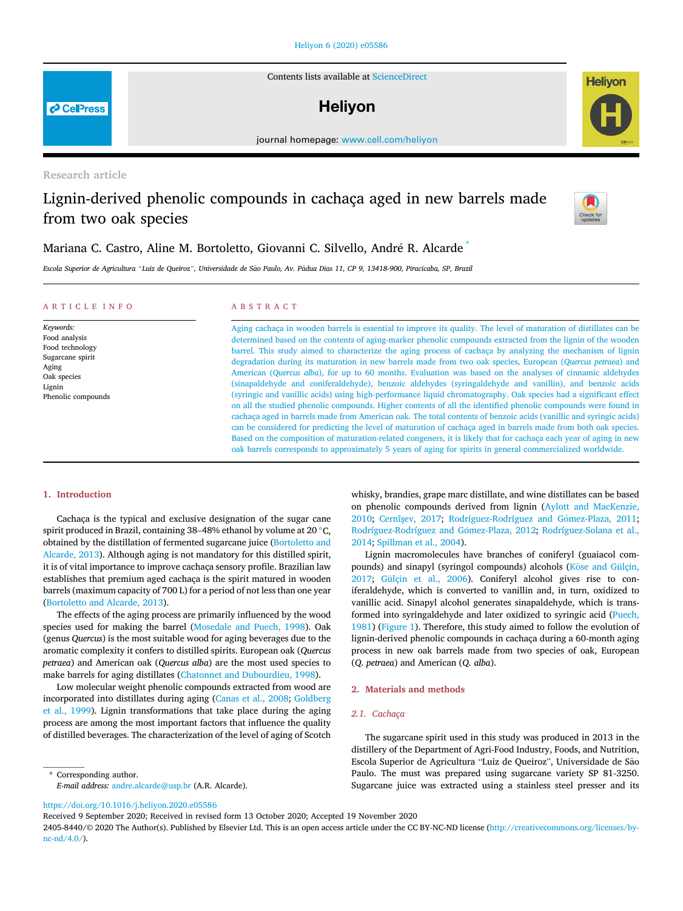Research article

# Lignin-derived phenolic compounds in cachaça aged in new barrels made from two oak species

Mariana C. Castro, Aline M. Bortoletto, Giovanni C. Silvello, André R. Alcarde *

*Escola Superior de Agricultura "Luiz de Queiroz", Universidade de São Paulo, Av. Pádua Dias 11, CP 9, 13418-900, Piracicaba, SP, Brazil*

## ARTICLE INFO

*Keywords:*
Food analysis
Food technology
Sugarcane spirit
Aging
Oak species
Lignin
Phenolic compounds

## ABSTRACT

Aging cachaça in wooden barrels is essential to improve its quality. The level of maturation of distillates can be determined based on the contents of aging-marker phenolic compounds extracted from the lignin of the wooden barrel. This study aimed to characterize the aging process of cachaça by analyzing the mechanism of lignin degradation during its maturation in new barrels made from two oak species, European (*Quercus petraea*) and American (*Quercus alba*), for up to 60 months. Evaluation was based on the analyses of cinnamic aldehydes (sinapaldehyde and coniferaldehyde), benzoic aldehydes (syringaldehyde and vanillin), and benzoic acids (syringic and vanillic acids) using high-performance liquid chromatography. Oak species had a significant effect on all the studied phenolic compounds. Higher contents of all the identified phenolic compounds were found in cachaça aged in barrels made from American oak. The total contents of benzoic acids (vanillic and syringic acids) can be considered for predicting the level of maturation of cachaça aged in barrels made from both oak species. Based on the composition of maturation-related congeners, it is likely that for cachaça each year of aging in new oak barrels corresponds to approximately 5 years of aging for spirits in general commercialized worldwide.

## 1. Introduction

Cachaça is the typical and exclusive designation of the sugar cane spirit produced in Brazil, containing 38–48% ethanol by volume at 20 °C, obtained by the distillation of fermented sugarcane juice (Bortoletto and Alcarde, 2013). Although aging is not mandatory for this distilled spirit, it is of vital importance to improve cachaça sensory profile. Brazilian law establishes that premium aged cachaça is the spirit matured in wooden barrels (maximum capacity of 700 L) for a period of not less than one year (Bortoletto and Alcarde, 2013).

The effects of the aging process are primarily influenced by the wood species used for making the barrel (Mosedale and Puech, 1998). Oak (genus *Quercus*) is the most suitable wood for aging beverages due to the aromatic complexity it confers to distilled spirits. European oak (*Quercus petraea*) and American oak (*Quercus alba*) are the most used species to make barrels for aging distillates (Chatonnet and Dubourdieu, 1998).

Low molecular weight phenolic compounds extracted from wood are incorporated into distillates during aging (Canas et al., 2008; Goldberg et al., 1999). Lignin transformations that take place during the aging process are among the most important factors that influence the quality of distilled beverages. The characterization of the level of aging of Scotch whisky, brandies, grape marc distillate, and wine distillates can be based on phenolic compounds derived from lignin (Aylott and MacKenzie, 2010; Cernîşev, 2017; Rodríguez-Rodríguez and Gómez-Plaza, 2011; Rodríguez-Rodríguez and Gómez-Plaza, 2012; Rodríguez-Solana et al., 2014; Spillman et al., 2004).

Lignin macromolecules have branches of coniferyl (guaiacol compounds) and sinapyl (syringol compounds) alcohols (Köse and Gülçin, 2017; Gülçin et al., 2006). Coniferyl alcohol gives rise to coniferaldehyde, which is converted to vanillin and, in turn, oxidized to vanillic acid. Sinapyl alcohol generates sinapaldehyde, which is transformed into syringaldehyde and later oxidized to syringic acid (Puech, 1981) (Figure 1). Therefore, this study aimed to follow the evolution of lignin-derived phenolic compounds in cachaça during a 60-month aging process in new oak barrels made from two species of oak, European (*Q. petraea*) and American (*Q. alba*).

## 2. Materials and methods

### 2.1. Cachaça

The sugarcane spirit used in this study was produced in 2013 in the distillery of the Department of Agri-Food Industry, Foods, and Nutrition, Escola Superior de Agricultura "Luiz de Queiroz", Universidade de São Paulo. The must was prepared using sugarcane variety SP 81-3250. Sugarcane juice was extracted using a stainless steel presser and its

* Corresponding author.
*E-mail address:* andre.alcarde@usp.br (A.R. Alcarde).

https://doi.org/10.1016/j.heliyon.2020.e05586
Received 9 September 2020; Received in revised form 13 October 2020; Accepted 19 November 2020
2405-8440/© 2020 The Author(s). Published by Elsevier Ltd. This is an open access article under the CC BY-NC-ND license (http://creativecommons.org/licenses/by-nc-nd/4.0/).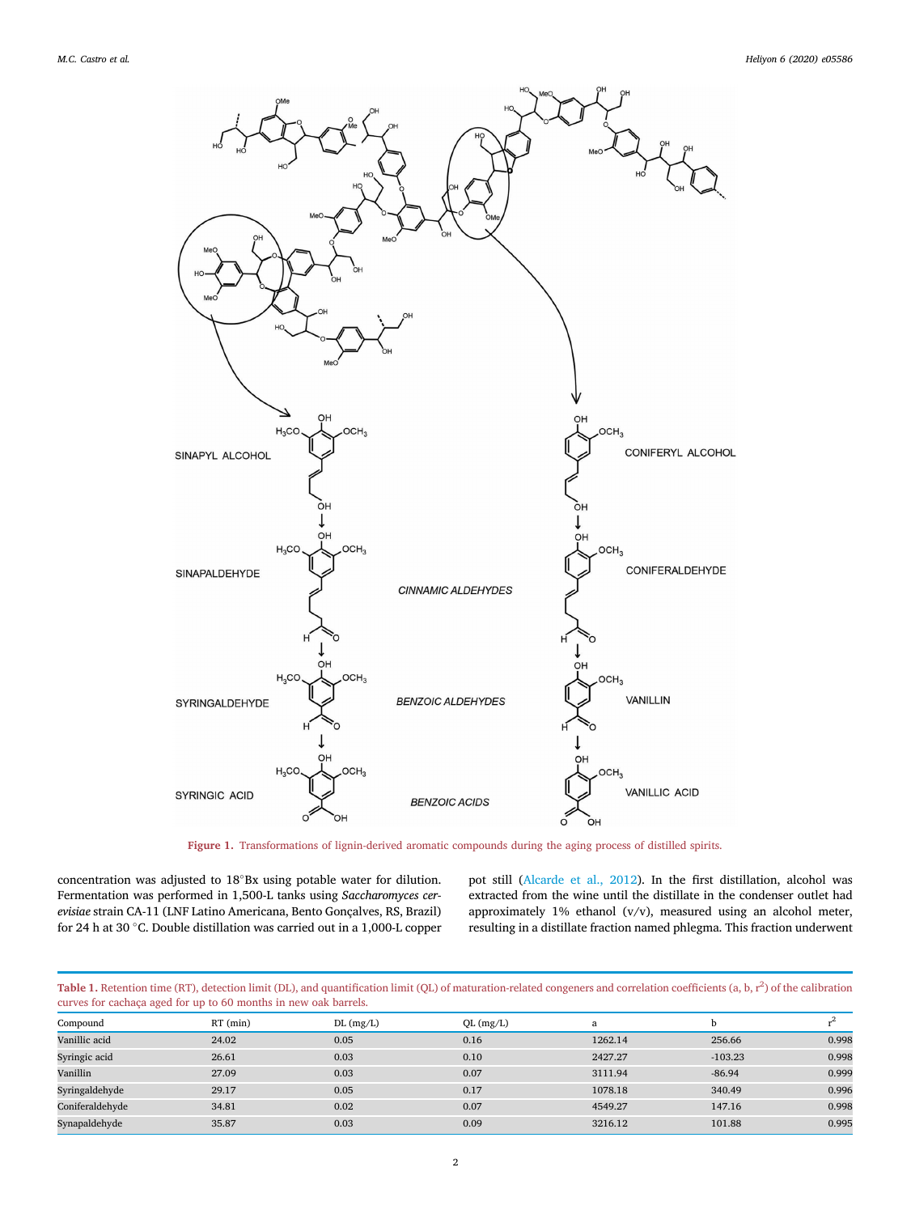Figure 1. Transformations of lignin-derived aromatic compounds during the aging process of distilled spirits.

concentration was adjusted to 18°Bx using potable water for dilution. Fermentation was performed in 1,500-L tanks using *Saccharomyces cerevisiae* strain CA-11 (LNF Latino Americana, Bento Gonçalves, RS, Brazil) for 24 h at 30 °C. Double distillation was carried out in a 1,000-L copper pot still (Alcarde et al., 2012). In the first distillation, alcohol was extracted from the wine until the distillate in the condenser outlet had approximately 1% ethanol (v/v), measured using an alcohol meter, resulting in a distillate fraction named phlegma. This fraction underwent

**Table 1.** Retention time (RT), detection limit (DL), and quantification limit (QL) of maturation-related congeners and correlation coefficients (a, b, $r^2$) of the calibration curves for cachaça aged for up to 60 months in new oak barrels.

| Compound | RT (min) | DL (mg/L) | QL (mg/L) | a | b | $r^2$ |
|---|---|---|---|---|---|---|
| Vanillic acid | 24.02 | 0.05 | 0.16 | 1262.14 | 256.66 | 0.998 |
| Syringic acid | 26.61 | 0.03 | 0.10 | 2427.27 | -103.23 | 0.998 |
| Vanillin | 27.09 | 0.03 | 0.07 | 3111.94 | -86.94 | 0.999 |
| Syringaldehyde | 29.17 | 0.05 | 0.17 | 1078.18 | 340.49 | 0.996 |
| Coniferaldehyde | 34.81 | 0.02 | 0.07 | 4549.27 | 147.16 | 0.998 |
| Synapaldehyde | 35.87 | 0.03 | 0.09 | 3216.12 | 101.88 | 0.995 |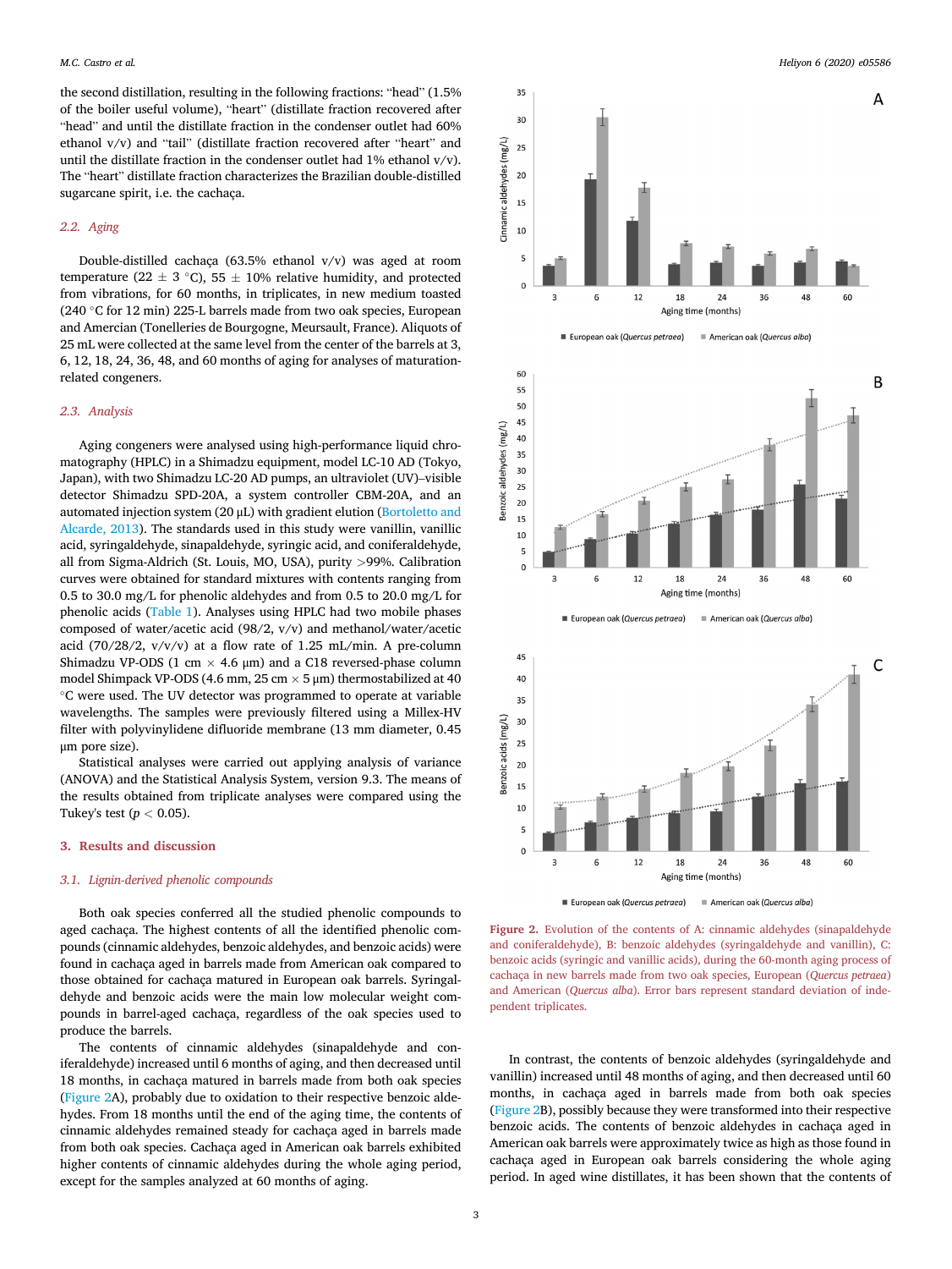the second distillation, resulting in the following fractions: "head" (1.5% of the boiler useful volume), "heart" (distillate fraction recovered after "head" and until the distillate fraction in the condenser outlet had 60% ethanol v/v) and "tail" (distillate fraction recovered after "heart" and until the distillate fraction in the condenser outlet had 1% ethanol v/v). The "heart" distillate fraction characterizes the Brazilian double-distilled sugarcane spirit, i.e. the cachaça.

### 2.2. Aging

Double-distilled cachaça (63.5% ethanol v/v) was aged at room temperature (22 ± 3 °C), 55 ± 10% relative humidity, and protected from vibrations, for 60 months, in triplicates, in new medium toasted (240 °C for 12 min) 225-L barrels made from two oak species, European and Amercian (Tonelleries de Bourgogne, Meursault, France). Aliquots of 25 mL were collected at the same level from the center of the barrels at 3, 6, 12, 18, 24, 36, 48, and 60 months of aging for analyses of maturation-related congeners.

### 2.3. Analysis

Aging congeners were analysed using high-performance liquid chromatography (HPLC) in a Shimadzu equipment, model LC-10 AD (Tokyo, Japan), with two Shimadzu LC-20 AD pumps, an ultraviolet (UV)–visible detector Shimadzu SPD-20A, a system controller CBM-20A, and an automated injection system (20 μL) with gradient elution (Bortoletto and Alcarde, 2013). The standards used in this study were vanillin, vanillic acid, syringaldehyde, sinapaldehyde, syringic acid, and coniferaldehyde, all from Sigma-Aldrich (St. Louis, MO, USA), purity >99%. Calibration curves were obtained for standard mixtures with contents ranging from 0.5 to 30.0 mg/L for phenolic aldehydes and from 0.5 to 20.0 mg/L for phenolic acids (Table 1). Analyses using HPLC had two mobile phases composed of water/acetic acid (98/2, v/v) and methanol/water/acetic acid (70/28/2, v/v/v) at a flow rate of 1.25 mL/min. A pre-column Shimadzu VP-ODS (1 cm × 4.6 μm) and a C18 reversed-phase column model Shimpack VP-ODS (4.6 mm, 25 cm × 5 μm) thermostabilized at 40 °C were used. The UV detector was programmed to operate at variable wavelengths. The samples were previously filtered using a Millex-HV filter with polyvinylidene difluoride membrane (13 mm diameter, 0.45 μm pore size).

Statistical analyses were carried out applying analysis of variance (ANOVA) and the Statistical Analysis System, version 9.3. The means of the results obtained from triplicate analyses were compared using the Tukey's test ($p < 0.05$).

## 3. Results and discussion

### 3.1. Lignin-derived phenolic compounds

Both oak species conferred all the studied phenolic compounds to aged cachaça. The highest contents of all the identified phenolic compounds (cinnamic aldehydes, benzoic aldehydes, and benzoic acids) were found in cachaça aged in barrels made from American oak compared to those obtained for cachaça matured in European oak barrels. Syringaldehyde and benzoic acids were the main low molecular weight compounds in barrel-aged cachaça, regardless of the oak species used to produce the barrels.

The contents of cinnamic aldehydes (sinapaldehyde and coniferaldehyde) increased until 6 months of aging, and then decreased until 18 months, in cachaça matured in barrels made from both oak species (Figure 2A), probably due to oxidation to their respective benzoic aldehydes. From 18 months until the end of the aging time, the contents of cinnamic aldehydes remained steady for cachaça aged in barrels made from both oak species. Cachaça aged in American oak barrels exhibited higher contents of cinnamic aldehydes during the whole aging period, except for the samples analyzed at 60 months of aging.

Figure 2. Evolution of the contents of A: cinnamic aldehydes (sinapaldehyde and coniferaldehyde), B: benzoic aldehydes (syringaldehyde and vanillin), C: benzoic acids (syringic and vanillic acids), during the 60-month aging process of cachaça in new barrels made from two oak species, European (*Quercus petraea*) and American (*Quercus alba*). Error bars represent standard deviation of independent triplicates.

In contrast, the contents of benzoic aldehydes (syringaldehyde and vanillin) increased until 48 months of aging, and then decreased until 60 months, in cachaça aged in barrels made from both oak species (Figure 2B), possibly because they were transformed into their respective benzoic acids. The contents of benzoic aldehydes in cachaça aged in American oak barrels were approximately twice as high as those found in cachaça aged in European oak barrels considering the whole aging period. In aged wine distillates, it has been shown that the contents of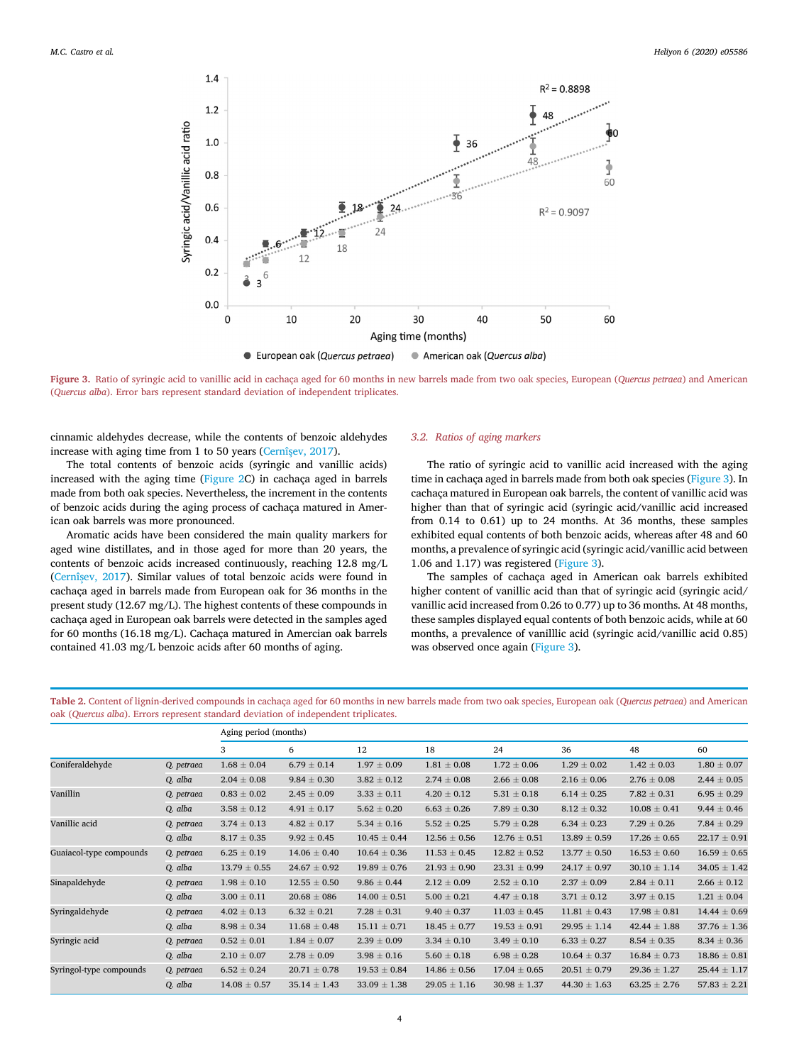Figure 3. Ratio of syringic acid to vanillic acid in cachaça aged for 60 months in new barrels made from two oak species, European (*Quercus petraea*) and American (*Quercus alba*). Error bars represent standard deviation of independent triplicates.

cinnamic aldehydes decrease, while the contents of benzoic aldehydes increase with aging time from 1 to 50 years (Cernîşev, 2017).

The total contents of benzoic acids (syringic and vanillic acids) increased with the aging time (Figure 2C) in cachaça aged in barrels made from both oak species. Nevertheless, the increment in the contents of benzoic acids during the aging process of cachaça matured in American oak barrels was more pronounced.

Aromatic acids have been considered the main quality markers for aged wine distillates, and in those aged for more than 20 years, the contents of benzoic acids increased continuously, reaching 12.8 mg/L (Cernîşev, 2017). Similar values of total benzoic acids were found in cachaça aged in barrels made from European oak for 36 months in the present study (12.67 mg/L). The highest contents of these compounds in cachaça aged in European oak barrels were detected in the samples aged for 60 months (16.18 mg/L). Cachaça matured in Amercian oak barrels contained 41.03 mg/L benzoic acids after 60 months of aging.

### 3.2. Ratios of aging markers

The ratio of syringic acid to vanillic acid increased with the aging time in cachaça aged in barrels made from both oak species (Figure 3). In cachaça matured in European oak barrels, the content of vanillic acid was higher than that of syringic acid (syringic acid/vanillic acid increased from 0.14 to 0.61) up to 24 months. At 36 months, these samples exhibited equal contents of both benzoic acids, whereas after 48 and 60 months, a prevalence of syringic acid (syringic acid/vanillic acid between 1.06 and 1.17) was registered (Figure 3).

The samples of cachaça aged in American oak barrels exhibited higher content of vanillic acid than that of syringic acid (syringic acid/vanillic acid increased from 0.26 to 0.77) up to 36 months. At 48 months, these samples displayed equal contents of both benzoic acids, while at 60 months, a prevalence of vanilllic acid (syringic acid/vanillic acid 0.85) was observed once again (Figure 3).

**Table 2.** Content of lignin-derived compounds in cachaça aged for 60 months in new barrels made from two oak species, European oak (*Quercus petraea*) and American oak (*Quercus alba*). Errors represent standard deviation of independent triplicates.

| | | Aging period (months) | | | | | | | |
|---|---|---|---|---|---|---|---|---|---|
| | | 3 | 6 | 12 | 18 | 24 | 36 | 48 | 60 |
| Coniferaldehyde | *Q. petraea* | 1.68 ± 0.04 | 6.79 ± 0.14 | 1.97 ± 0.09 | 1.81 ± 0.08 | 1.72 ± 0.06 | 1.29 ± 0.02 | 1.42 ± 0.03 | 1.80 ± 0.07 |
| | *Q. alba* | 2.04 ± 0.08 | 9.84 ± 0.30 | 3.82 ± 0.12 | 2.74 ± 0.08 | 2.66 ± 0.08 | 2.16 ± 0.06 | 2.76 ± 0.08 | 2.44 ± 0.05 |
| Vanillin | *Q. petraea* | 0.83 ± 0.02 | 2.45 ± 0.09 | 3.33 ± 0.11 | 4.20 ± 0.12 | 5.31 ± 0.18 | 6.14 ± 0.25 | 7.82 ± 0.31 | 6.95 ± 0.29 |
| | *Q. alba* | 3.58 ± 0.12 | 4.91 ± 0.17 | 5.62 ± 0.20 | 6.63 ± 0.26 | 7.89 ± 0.30 | 8.12 ± 0.32 | 10.08 ± 0.41 | 9.44 ± 0.46 |
| Vanillic acid | *Q. petraea* | 3.74 ± 0.13 | 4.82 ± 0.17 | 5.34 ± 0.16 | 5.52 ± 0.25 | 5.79 ± 0.28 | 6.34 ± 0.23 | 7.29 ± 0.26 | 7.84 ± 0.29 |
| | *Q. alba* | 8.17 ± 0.35 | 9.92 ± 0.45 | 10.45 ± 0.44 | 12.56 ± 0.56 | 12.76 ± 0.51 | 13.89 ± 0.59 | 17.26 ± 0.65 | 22.17 ± 0.91 |
| Guaiacol-type compounds | *Q. petraea* | 6.25 ± 0.19 | 14.06 ± 0.40 | 10.64 ± 0.36 | 11.53 ± 0.45 | 12.82 ± 0.52 | 13.77 ± 0.50 | 16.53 ± 0.60 | 16.59 ± 0.65 |
| | *Q. alba* | 13.79 ± 0.55 | 24.67 ± 0.92 | 19.89 ± 0.76 | 21.93 ± 0.90 | 23.31 ± 0.99 | 24.17 ± 0.97 | 30.10 ± 1.14 | 34.05 ± 1.42 |
| Sinapaldehyde | *Q. petraea* | 1.98 ± 0.10 | 12.55 ± 0.50 | 9.86 ± 0.44 | 2.12 ± 0.09 | 2.52 ± 0.10 | 2.37 ± 0.09 | 2.84 ± 0.11 | 2.66 ± 0.12 |
| | *Q. alba* | 3.00 ± 0.11 | 20.68 ± 086 | 14.00 ± 0.51 | 5.00 ± 0.21 | 4.47 ± 0.18 | 3.71 ± 0.12 | 3.97 ± 0.15 | 1.21 ± 0.04 |
| Syringaldehyde | *Q. petraea* | 4.02 ± 0.13 | 6.32 ± 0.21 | 7.28 ± 0.31 | 9.40 ± 0.37 | 11.03 ± 0.45 | 11.81 ± 0.43 | 17.98 ± 0.81 | 14.44 ± 0.69 |
| | *Q. alba* | 8.98 ± 0.34 | 11.68 ± 0.48 | 15.11 ± 0.71 | 18.45 ± 0.77 | 19.53 ± 0.91 | 29.95 ± 1.14 | 42.44 ± 1.88 | 37.76 ± 1.36 |
| Syringic acid | *Q. petraea* | 0.52 ± 0.01 | 1.84 ± 0.07 | 2.39 ± 0.09 | 3.34 ± 0.10 | 3.49 ± 0.10 | 6.33 ± 0.27 | 8.54 ± 0.35 | 8.34 ± 0.36 |
| | *Q. alba* | 2.10 ± 0.07 | 2.78 ± 0.09 | 3.98 ± 0.16 | 5.60 ± 0.18 | 6.98 ± 0.28 | 10.64 ± 0.37 | 16.84 ± 0.73 | 18.86 ± 0.81 |
| Syringol-type compounds | *Q. petraea* | 6.52 ± 0.24 | 20.71 ± 0.78 | 19.53 ± 0.84 | 14.86 ± 0.56 | 17.04 ± 0.65 | 20.51 ± 0.79 | 29.36 ± 1.27 | 25.44 ± 1.17 |
| | *Q. alba* | 14.08 ± 0.57 | 35.14 ± 1.43 | 33.09 ± 1.38 | 29.05 ± 1.16 | 30.98 ± 1.37 | 44.30 ± 1.63 | 63.25 ± 2.76 | 57.83 ± 2.21 |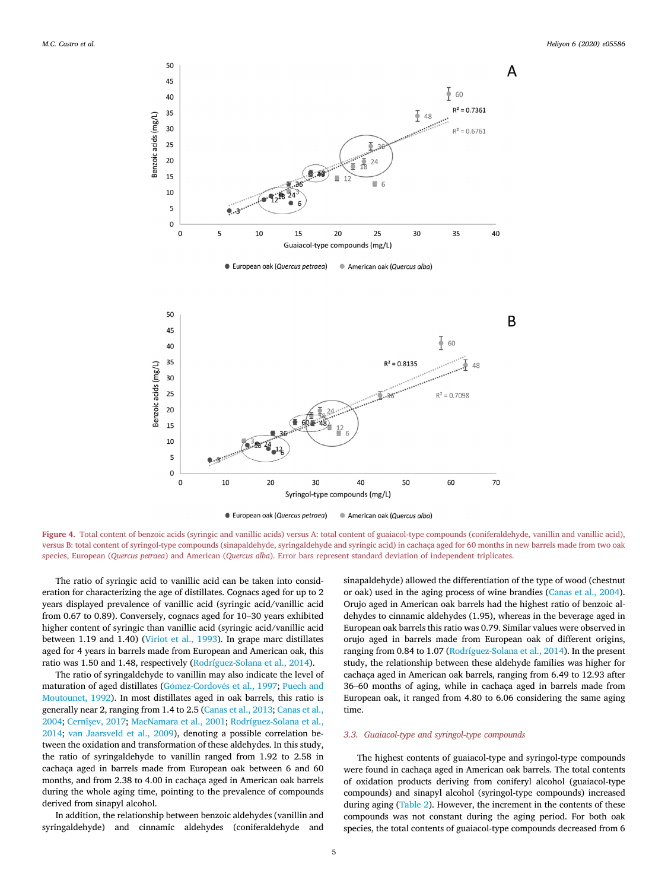**Figure 4.** Total content of benzoic acids (syringic and vanillic acids) versus A: total content of guaiacol-type compounds (coniferaldehyde, vanillin and vanillic acid), versus B: total content of syringol-type compounds (sinapaldehyde, syringaldehyde and syringic acid) in cachaça aged for 60 months in new barrels made from two oak species, European (*Quercus petraea*) and American (*Quercus alba*). Error bars represent standard deviation of independent triplicates.

The ratio of syringic acid to vanillic acid can be taken into consideration for characterizing the age of distillates. Cognacs aged for up to 2 years displayed prevalence of vanillic acid (syringic acid/vanillic acid from 0.67 to 0.89). Conversely, cognacs aged for 10–30 years exhibited higher content of syringic than vanillic acid (syringic acid/vanillic acid between 1.19 and 1.40) (Viriot et al., 1993). In grape marc distillates aged for 4 years in barrels made from European and American oak, this ratio was 1.50 and 1.48, respectively (Rodríguez-Solana et al., 2014).

The ratio of syringaldehyde to vanillin may also indicate the level of maturation of aged distillates (Gómez-Cordovés et al., 1997; Puech and Moutounet, 1992). In most distillates aged in oak barrels, this ratio is generally near 2, ranging from 1.4 to 2.5 (Canas et al., 2013; Canas et al., 2004; Cernîşev, 2017; MacNamara et al., 2001; Rodríguez-Solana et al., 2014; van Jaarsveld et al., 2009), denoting a possible correlation between the oxidation and transformation of these aldehydes. In this study, the ratio of syringaldehyde to vanillin ranged from 1.92 to 2.58 in cachaça aged in barrels made from European oak between 6 and 60 months, and from 2.38 to 4.00 in cachaça aged in American oak barrels during the whole aging time, pointing to the prevalence of compounds derived from sinapyl alcohol.

In addition, the relationship between benzoic aldehydes (vanillin and syringaldehyde) and cinnamic aldehydes (coniferaldehyde and sinapaldehyde) allowed the differentiation of the type of wood (chestnut or oak) used in the aging process of wine brandies (Canas et al., 2004). Orujo aged in American oak barrels had the highest ratio of benzoic aldehydes to cinnamic aldehydes (1.95), whereas in the beverage aged in European oak barrels this ratio was 0.79. Similar values were observed in orujo aged in barrels made from European oak of different origins, ranging from 0.84 to 1.07 (Rodríguez-Solana et al., 2014). In the present study, the relationship between these aldehyde families was higher for cachaça aged in American oak barrels, ranging from 6.49 to 12.93 after 36–60 months of aging, while in cachaça aged in barrels made from European oak, it ranged from 4.80 to 6.06 considering the same aging time.

### 3.3. Guaiacol-type and syringol-type compounds

The highest contents of guaiacol-type and syringol-type compounds were found in cachaça aged in American oak barrels. The total contents of oxidation products deriving from coniferyl alcohol (guaiacol-type compounds) and sinapyl alcohol (syringol-type compounds) increased during aging (Table 2). However, the increment in the contents of these compounds was not constant during the aging period. For both oak species, the total contents of guaiacol-type compounds decreased from 6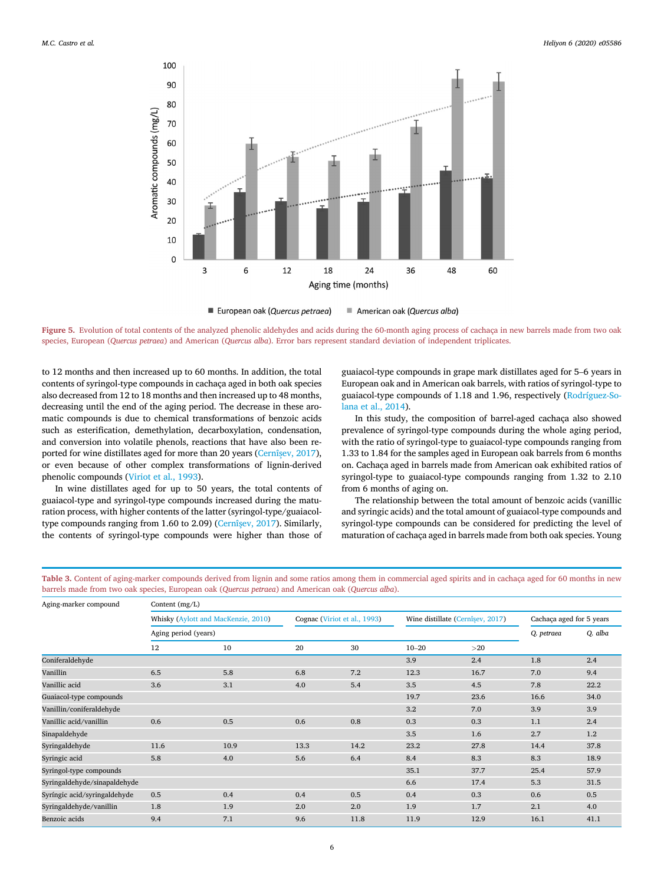Figure 5. Evolution of total contents of the analyzed phenolic aldehydes and acids during the 60-month aging process of cachaça in new barrels made from two oak species, European (*Quercus petraea*) and American (*Quercus alba*). Error bars represent standard deviation of independent triplicates.

to 12 months and then increased up to 60 months. In addition, the total contents of syringol-type compounds in cachaça aged in both oak species also decreased from 12 to 18 months and then increased up to 48 months, decreasing until the end of the aging period. The decrease in these aromatic compounds is due to chemical transformations of benzoic acids such as esterification, demethylation, decarboxylation, condensation, and conversion into volatile phenols, reactions that have also been reported for wine distillates aged for more than 20 years (Cernîşev, 2017), or even because of other complex transformations of lignin-derived phenolic compounds (Viriot et al., 1993).

In wine distillates aged for up to 50 years, the total contents of guaiacol-type and syringol-type compounds increased during the maturation process, with higher contents of the latter (syringol-type/guaiacol-type compounds ranging from 1.60 to 2.09) (Cernîşev, 2017). Similarly, the contents of syringol-type compounds were higher than those of guaiacol-type compounds in grape mark distillates aged for 5–6 years in European oak and in American oak barrels, with ratios of syringol-type to guaiacol-type compounds of 1.18 and 1.96, respectively (Rodríguez-Solana et al., 2014).

In this study, the composition of barrel-aged cachaça also showed prevalence of syringol-type compounds during the whole aging period, with the ratio of syringol-type to guaiacol-type compounds ranging from 1.33 to 1.84 for the samples aged in European oak barrels from 6 months on. Cachaça aged in barrels made from American oak exhibited ratios of syringol-type to guaiacol-type compounds ranging from 1.32 to 2.10 from 6 months of aging on.

The relationship between the total amount of benzoic acids (vanillic and syringic acids) and the total amount of guaiacol-type compounds and syringol-type compounds can be considered for predicting the level of maturation of cachaça aged in barrels made from both oak species. Young

Table 3. Content of aging-marker compounds derived from lignin and some ratios among them in commercial aged spirits and in cachaça aged for 60 months in new barrels made from two oak species, European oak (*Quercus petraea*) and American oak (*Quercus alba*).

| Aging-marker compound | Content (mg/L) | | | | | | | |
|---|---|---|---|---|---|---|---|---|
| | Whisky (Aylott and MacKenzie, 2010) | | Cognac (Viriot et al., 1993) | | Wine distillate (Cernîşev, 2017) | | Cachaça aged for 5 years | |
| | Aging period (years) | | | | | | *Q. petraea* | *Q. alba* |
| | 12 | 10 | 20 | 30 | 10–20 | >20 | | |
| Coniferaldehyde | | | | | 3.9 | 2.4 | 1.8 | 2.4 |
| Vanillin | 6.5 | 5.8 | 6.8 | 7.2 | 12.3 | 16.7 | 7.0 | 9.4 |
| Vanillic acid | 3.6 | 3.1 | 4.0 | 5.4 | 3.5 | 4.5 | 7.8 | 22.2 |
| Guaiacol-type compounds | | | | | 19.7 | 23.6 | 16.6 | 34.0 |
| Vanillin/coniferaldehyde | | | | | 3.2 | 7.0 | 3.9 | 3.9 |
| Vanillic acid/vanillin | 0.6 | 0.5 | 0.6 | 0.8 | 0.3 | 0.3 | 1.1 | 2.4 |
| Sinapaldehyde | | | | | 3.5 | 1.6 | 2.7 | 1.2 |
| Syringaldehyde | 11.6 | 10.9 | 13.3 | 14.2 | 23.2 | 27.8 | 14.4 | 37.8 |
| Syringic acid | 5.8 | 4.0 | 5.6 | 6.4 | 8.4 | 8.3 | 8.3 | 18.9 |
| Syringol-type compounds | | | | | 35.1 | 37.7 | 25.4 | 57.9 |
| Syringaldehyde/sinapaldehyde | | | | | 6.6 | 17.4 | 5.3 | 31.5 |
| Syríngic acid/syringaldehyde | 0.5 | 0.4 | 0.4 | 0.5 | 0.4 | 0.3 | 0.6 | 0.5 |
| Syringaldehyde/vanillin | 1.8 | 1.9 | 2.0 | 2.0 | 1.9 | 1.7 | 2.1 | 4.0 |
| Benzoic acids | 9.4 | 7.1 | 9.6 | 11.8 | 11.9 | 12.9 | 16.1 | 41.1 |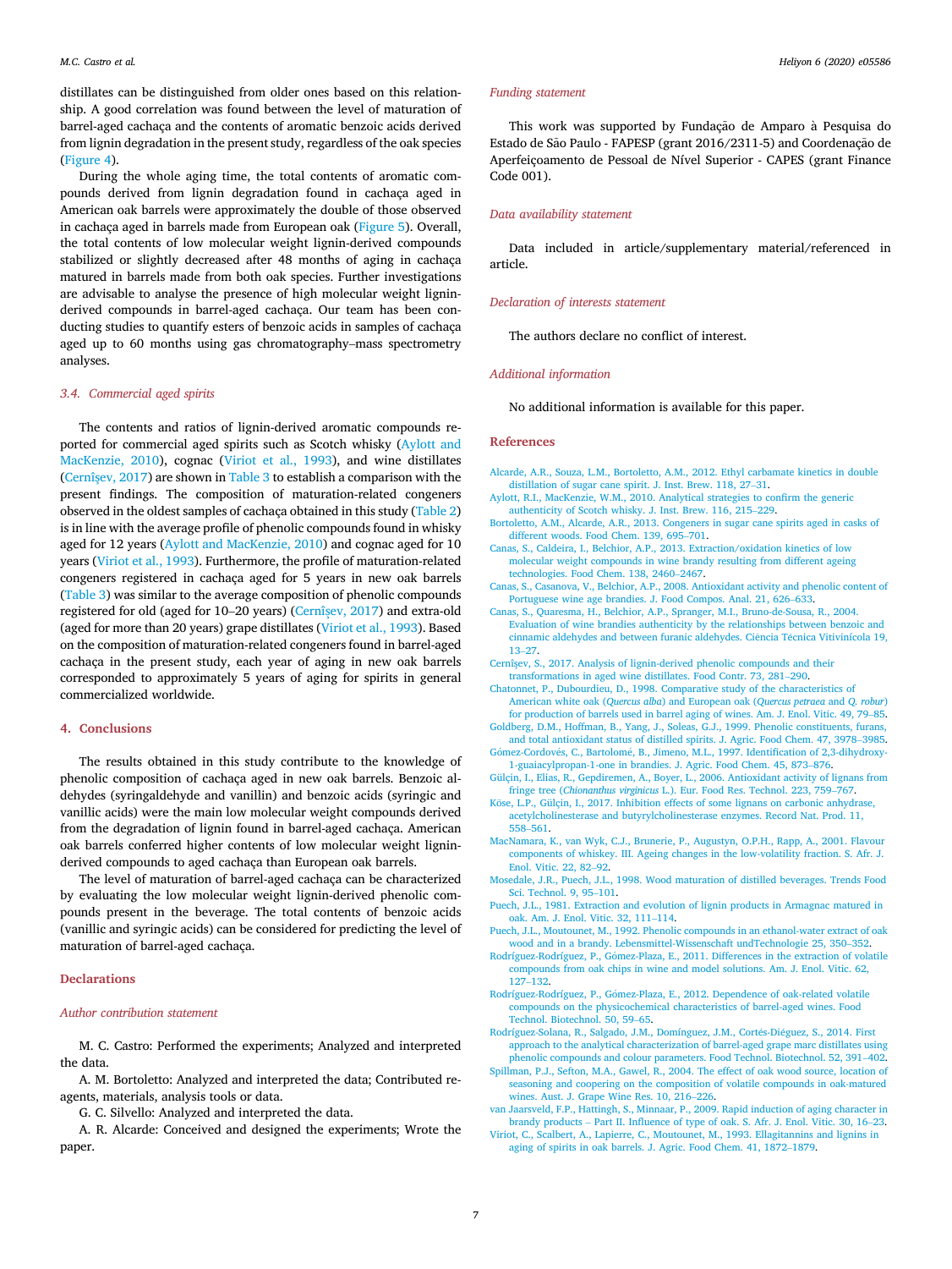distillates can be distinguished from older ones based on this relationship. A good correlation was found between the level of maturation of barrel-aged cachaça and the contents of aromatic benzoic acids derived from lignin degradation in the present study, regardless of the oak species (Figure 4).

During the whole aging time, the total contents of aromatic compounds derived from lignin degradation found in cachaça aged in American oak barrels were approximately the double of those observed in cachaça aged in barrels made from European oak (Figure 5). Overall, the total contents of low molecular weight lignin-derived compounds stabilized or slightly decreased after 48 months of aging in cachaça matured in barrels made from both oak species. Further investigations are advisable to analyse the presence of high molecular weight lignin-derived compounds in barrel-aged cachaça. Our team has been conducting studies to quantify esters of benzoic acids in samples of cachaça aged up to 60 months using gas chromatography–mass spectrometry analyses.

### 3.4. Commercial aged spirits

The contents and ratios of lignin-derived aromatic compounds reported for commercial aged spirits such as Scotch whisky (Aylott and MacKenzie, 2010), cognac (Viriot et al., 1993), and wine distillates (Cernîşev, 2017) are shown in Table 3 to establish a comparison with the present findings. The composition of maturation-related congeners observed in the oldest samples of cachaça obtained in this study (Table 2) is in line with the average profile of phenolic compounds found in whisky aged for 12 years (Aylott and MacKenzie, 2010) and cognac aged for 10 years (Viriot et al., 1993). Furthermore, the profile of maturation-related congeners registered in cachaça aged for 5 years in new oak barrels (Table 3) was similar to the average composition of phenolic compounds registered for old (aged for 10–20 years) (Cernîşev, 2017) and extra-old (aged for more than 20 years) grape distillates (Viriot et al., 1993). Based on the composition of maturation-related congeners found in barrel-aged cachaça in the present study, each year of aging in new oak barrels corresponded to approximately 5 years of aging for spirits in general commercialized worldwide.

## 4. Conclusions

The results obtained in this study contribute to the knowledge of phenolic composition of cachaça aged in new oak barrels. Benzoic aldehydes (syringaldehyde and vanillin) and benzoic acids (syringic and vanillic acids) were the main low molecular weight compounds derived from the degradation of lignin found in barrel-aged cachaça. American oak barrels conferred higher contents of low molecular weight lignin-derived compounds to aged cachaça than European oak barrels.

The level of maturation of barrel-aged cachaça can be characterized by evaluating the low molecular weight lignin-derived phenolic compounds present in the beverage. The total contents of benzoic acids (vanillic and syringic acids) can be considered for predicting the level of maturation of barrel-aged cachaça.

## Declarations

### Author contribution statement

M. C. Castro: Performed the experiments; Analyzed and interpreted the data.

A. M. Bortoletto: Analyzed and interpreted the data; Contributed reagents, materials, analysis tools or data.

G. C. Silvello: Analyzed and interpreted the data.

A. R. Alcarde: Conceived and designed the experiments; Wrote the paper.

### Funding statement

This work was supported by Fundação de Amparo à Pesquisa do Estado de São Paulo - FAPESP (grant 2016/2311-5) and Coordenação de Aperfeiçoamento de Pessoal de Nível Superior - CAPES (grant Finance Code 001).

### Data availability statement

Data included in article/supplementary material/referenced in article.

### Declaration of interests statement

The authors declare no conflict of interest.

### Additional information

No additional information is available for this paper.

## References

Alcarde, A.R., Souza, L.M., Bortoletto, A.M., 2012. Ethyl carbamate kinetics in double distillation of sugar cane spirit. J. Inst. Brew. 118, 27–31.

Aylott, R.I., MacKenzie, W.M., 2010. Analytical strategies to confirm the generic authenticity of Scotch whisky. J. Inst. Brew. 116, 215–229.

Bortoletto, A.M., Alcarde, A.R., 2013. Congeners in sugar cane spirits aged in casks of different woods. Food Chem. 139, 695–701.

Canas, S., Caldeira, I., Belchior, A.P., 2013. Extraction/oxidation kinetics of low molecular weight compounds in wine brandy resulting from different ageing technologies. Food Chem. 138, 2460–2467.

Canas, S., Casanova, V., Belchior, A.P., 2008. Antioxidant activity and phenolic content of Portuguese wine aged brandies. J. Food Compos. Anal. 21, 626–633.

Canas, S., Quaresma, H., Belchior, A.P., Spranger, M.I., Bruno-de-Sousa, R., 2004. Evaluation of wine brandies authenticity by the relationships between benzoic and cinnamic aldehydes and between furanic aldehydes. Ciência Técnica Vitivinícola 19, 13–27.

Cernîşev, S., 2017. Analysis of lignin-derived phenolic compounds and their transformations in aged wine distillates. Food Contr. 73, 281–290.

Chatonnet, P., Dubourdieu, D., 1998. Comparative study of the characteristics of American white oak (*Quercus alba*) and European oak (*Quercus petraea* and *Q. robur*) for production of barrels used in barrel aging of wines. Am. J. Enol. Vitic. 49, 79–85.

Goldberg, D.M., Hoffman, B., Yang, J., Soleas, G.J., 1999. Phenolic constituents, furans, and total antioxidant status of distilled spirits. J. Agric. Food Chem. 47, 3978–3985.

Gómez-Cordovés, C., Bartolomé, B., Jimeno, M.L., 1997. Identification of 2,3-dihydroxy-1-guaiacylpropan-1-one in brandies. J. Agric. Food Chem. 45, 873–876.

Gülçin, I., Elias, R., Gepdiremen, A., Boyer, L., 2006. Antioxidant activity of lignans from fringe tree (*Chionanthus virginicus* L.). Eur. Food Res. Technol. 223, 759–767.

Köse, L.P., Gülçin, I., 2017. Inhibition effects of some lignans on carbonic anhydrase, acetylcholinesterase and butyrylcholinesterase enzymes. Record Nat. Prod. 11, 558–561.

MacNamara, K., van Wyk, C.J., Brunerie, P., Augustyn, O.P.H., Rapp, A., 2001. Flavour components of whiskey. III. Ageing changes in the low-volatility fraction. S. Afr. J. Enol. Vitic. 22, 82–92.

Mosedale, J.R., Puech, J.L., 1998. Wood maturation of distilled beverages. Trends Food Sci. Technol. 9, 95–101.

Puech, J.L., 1981. Extraction and evolution of lignin products in Armagnac matured in oak. Am. J. Enol. Vitic. 32, 111–114.

Puech, J.L., Moutounet, M., 1992. Phenolic compounds in an ethanol-water extract of oak wood and in a brandy. Lebensmittel-Wissenschaft undTechnologie 25, 350–352.

Rodríguez-Rodríguez, P., Gómez-Plaza, E., 2011. Differences in the extraction of volatile compounds from oak chips in wine and model solutions. Am. J. Enol. Vitic. 62, 127–132.

Rodríguez-Rodríguez, P., Gómez-Plaza, E., 2012. Dependence of oak-related volatile compounds on the physicochemical characteristics of barrel-aged wines. Food Technol. Biotechnol. 50, 59–65.

Rodríguez-Solana, R., Salgado, J.M., Domínguez, J.M., Cortés-Diéguez, S., 2014. First approach to the analytical characterization of barrel-aged grape marc distillates using phenolic compounds and colour parameters. Food Technol. Biotechnol. 52, 391–402.

Spillman, P.J., Sefton, M.A., Gawel, R., 2004. The effect of oak wood source, location of seasoning and coopering on the composition of volatile compounds in oak-matured wines. Aust. J. Grape Wine Res. 10, 216–226.

van Jaarsveld, F.P., Hattingh, S., Minnaar, P., 2009. Rapid induction of aging character in brandy products – Part II. Influence of type of oak. S. Afr. J. Enol. Vitic. 30, 16–23.

Viriot, C., Scalbert, A., Lapierre, C., Moutounet, M., 1993. Ellagitannins and lignins in aging of spirits in oak barrels. J. Agric. Food Chem. 41, 1872–1879.